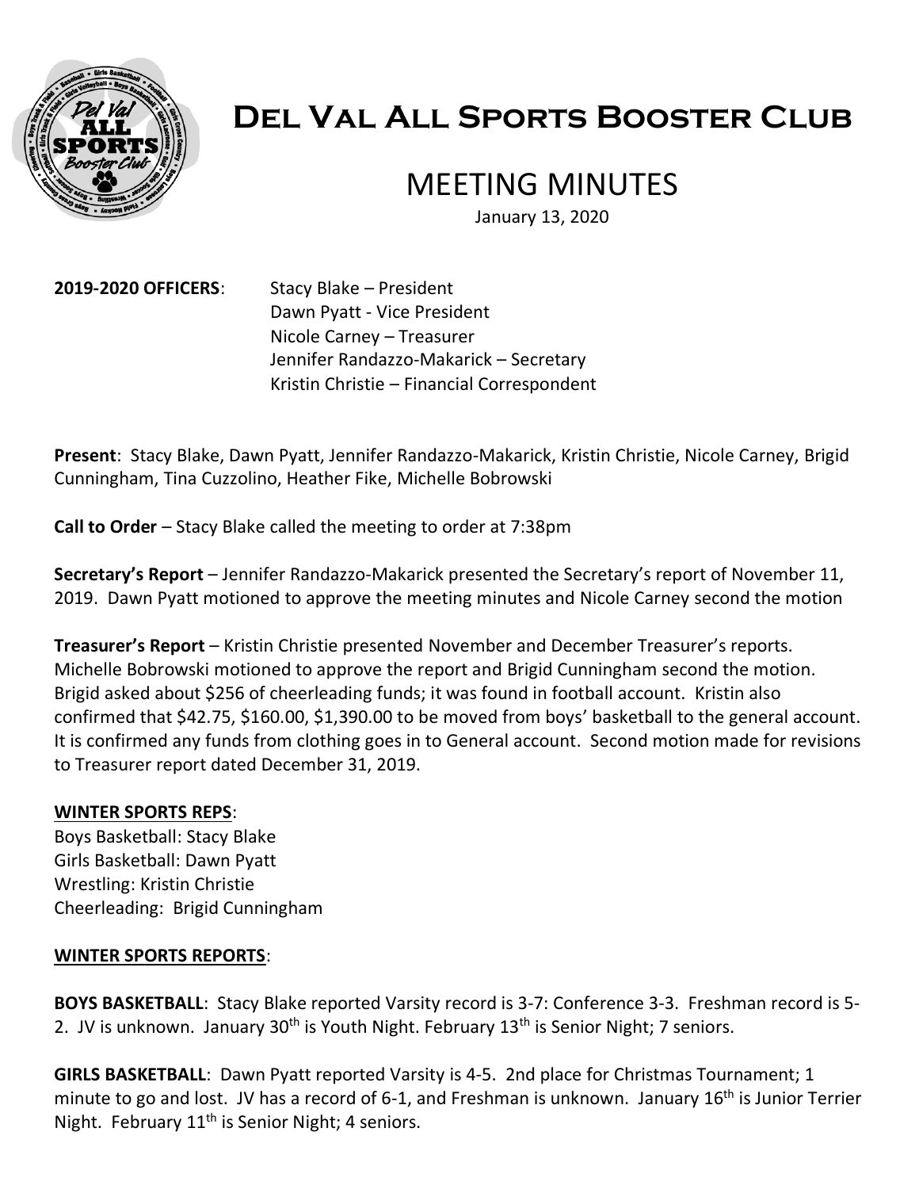# Del Val All Sports Booster Club

## MEETING MINUTES

January 13, 2020

**2019-2020 OFFICERS**: Stacy Blake – President
Dawn Pyatt - Vice President
Nicole Carney – Treasurer
Jennifer Randazzo-Makarick – Secretary
Kristin Christie – Financial Correspondent

**Present**: Stacy Blake, Dawn Pyatt, Jennifer Randazzo-Makarick, Kristin Christie, Nicole Carney, Brigid Cunningham, Tina Cuzzolino, Heather Fike, Michelle Bobrowski

**Call to Order** – Stacy Blake called the meeting to order at 7:38pm

**Secretary's Report** – Jennifer Randazzo-Makarick presented the Secretary's report of November 11, 2019. Dawn Pyatt motioned to approve the meeting minutes and Nicole Carney second the motion

**Treasurer's Report** – Kristin Christie presented November and December Treasurer's reports. Michelle Bobrowski motioned to approve the report and Brigid Cunningham second the motion. Brigid asked about $256 of cheerleading funds; it was found in football account. Kristin also confirmed that $42.75, $160.00, $1,390.00 to be moved from boys' basketball to the general account. It is confirmed any funds from clothing goes in to General account. Second motion made for revisions to Treasurer report dated December 31, 2019.

**WINTER SPORTS REPS**:

Boys Basketball: Stacy Blake
Girls Basketball: Dawn Pyatt
Wrestling: Kristin Christie
Cheerleading: Brigid Cunningham

**WINTER SPORTS REPORTS**:

**BOYS BASKETBALL**: Stacy Blake reported Varsity record is 3-7: Conference 3-3. Freshman record is 5-2. JV is unknown. January 30th is Youth Night. February 13th is Senior Night; 7 seniors.

**GIRLS BASKETBALL**: Dawn Pyatt reported Varsity is 4-5. 2nd place for Christmas Tournament; 1 minute to go and lost. JV has a record of 6-1, and Freshman is unknown. January 16th is Junior Terrier Night. February 11th is Senior Night; 4 seniors.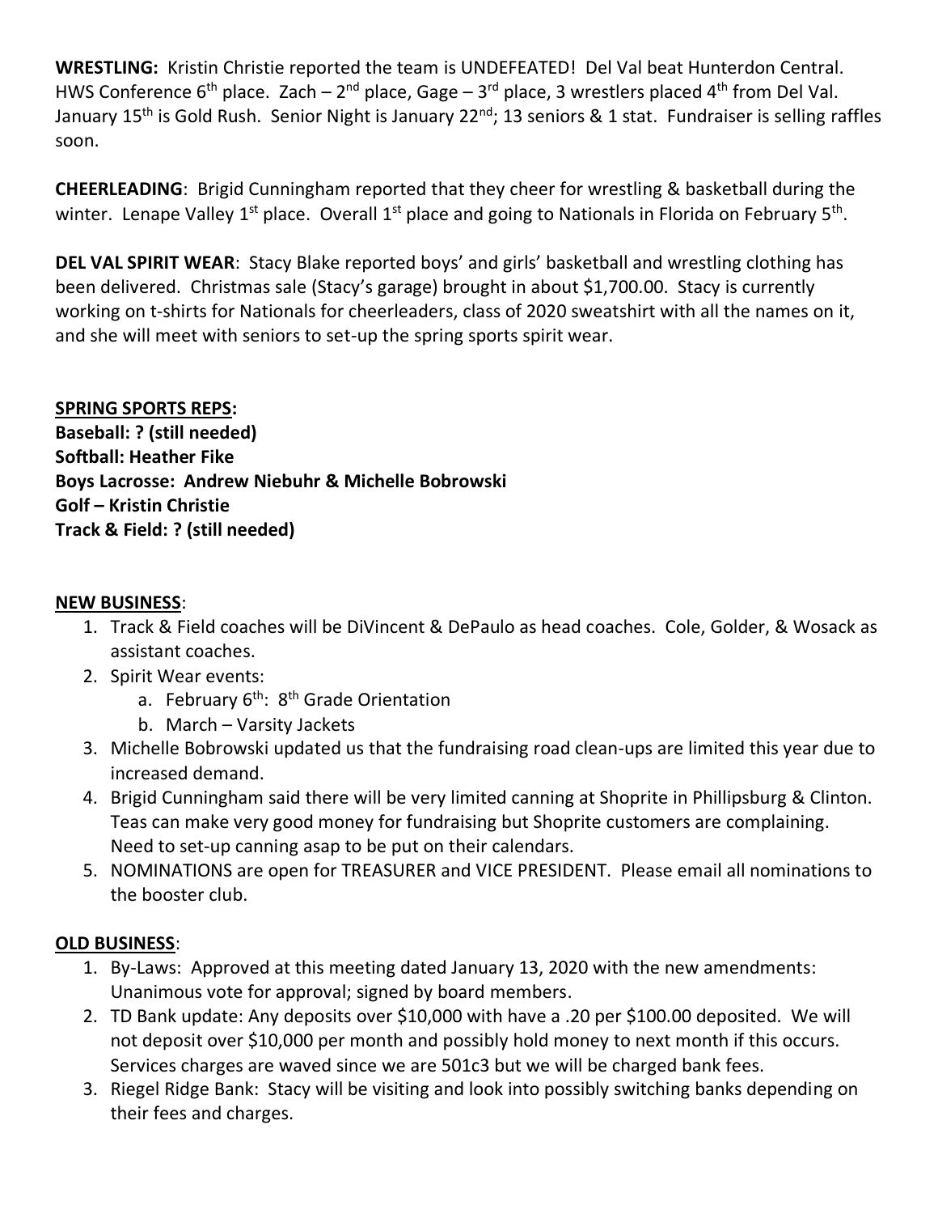**WRESTLING:** Kristin Christie reported the team is UNDEFEATED! Del Val beat Hunterdon Central. HWS Conference 6th place. Zach – 2nd place, Gage – 3rd place, 3 wrestlers placed 4th from Del Val. January 15th is Gold Rush. Senior Night is January 22nd; 13 seniors & 1 stat. Fundraiser is selling raffles soon.

**CHEERLEADING**: Brigid Cunningham reported that they cheer for wrestling & basketball during the winter. Lenape Valley 1st place. Overall 1st place and going to Nationals in Florida on February 5th.

**DEL VAL SPIRIT WEAR**: Stacy Blake reported boys' and girls' basketball and wrestling clothing has been delivered. Christmas sale (Stacy's garage) brought in about $1,700.00. Stacy is currently working on t-shirts for Nationals for cheerleaders, class of 2020 sweatshirt with all the names on it, and she will meet with seniors to set-up the spring sports spirit wear.

**SPRING SPORTS REPS:**
**Baseball: ? (still needed)**
**Softball: Heather Fike**
**Boys Lacrosse: Andrew Niebuhr & Michelle Bobrowski**
**Golf – Kristin Christie**
**Track & Field: ? (still needed)**

**NEW BUSINESS**:

1. Track & Field coaches will be DiVincent & DePaulo as head coaches. Cole, Golder, & Wosack as assistant coaches.
2. Spirit Wear events:
   a. February 6th: 8th Grade Orientation
   b. March – Varsity Jackets
3. Michelle Bobrowski updated us that the fundraising road clean-ups are limited this year due to increased demand.
4. Brigid Cunningham said there will be very limited canning at Shoprite in Phillipsburg & Clinton. Teas can make very good money for fundraising but Shoprite customers are complaining. Need to set-up canning asap to be put on their calendars.
5. NOMINATIONS are open for TREASURER and VICE PRESIDENT. Please email all nominations to the booster club.

**OLD BUSINESS**:

1. By-Laws: Approved at this meeting dated January 13, 2020 with the new amendments: Unanimous vote for approval; signed by board members.
2. TD Bank update: Any deposits over $10,000 with have a .20 per $100.00 deposited. We will not deposit over $10,000 per month and possibly hold money to next month if this occurs. Services charges are waved since we are 501c3 but we will be charged bank fees.
3. Riegel Ridge Bank: Stacy will be visiting and look into possibly switching banks depending on their fees and charges.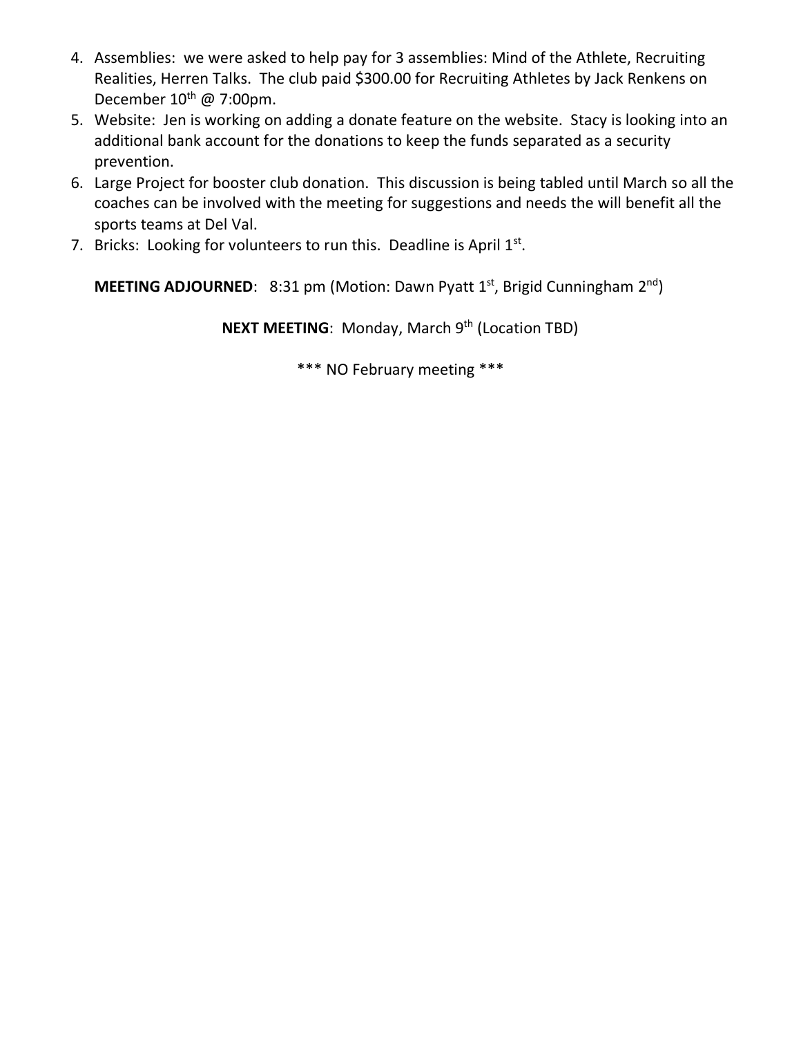4. Assemblies: we were asked to help pay for 3 assemblies: Mind of the Athlete, Recruiting Realities, Herren Talks. The club paid $300.00 for Recruiting Athletes by Jack Renkens on December 10th @ 7:00pm.
5. Website: Jen is working on adding a donate feature on the website. Stacy is looking into an additional bank account for the donations to keep the funds separated as a security prevention.
6. Large Project for booster club donation. This discussion is being tabled until March so all the coaches can be involved with the meeting for suggestions and needs the will benefit all the sports teams at Del Val.
7. Bricks: Looking for volunteers to run this. Deadline is April 1st.

**MEETING ADJOURNED**: 8:31 pm (Motion: Dawn Pyatt 1st, Brigid Cunningham 2nd)

**NEXT MEETING**: Monday, March 9th (Location TBD)

*** NO February meeting ***